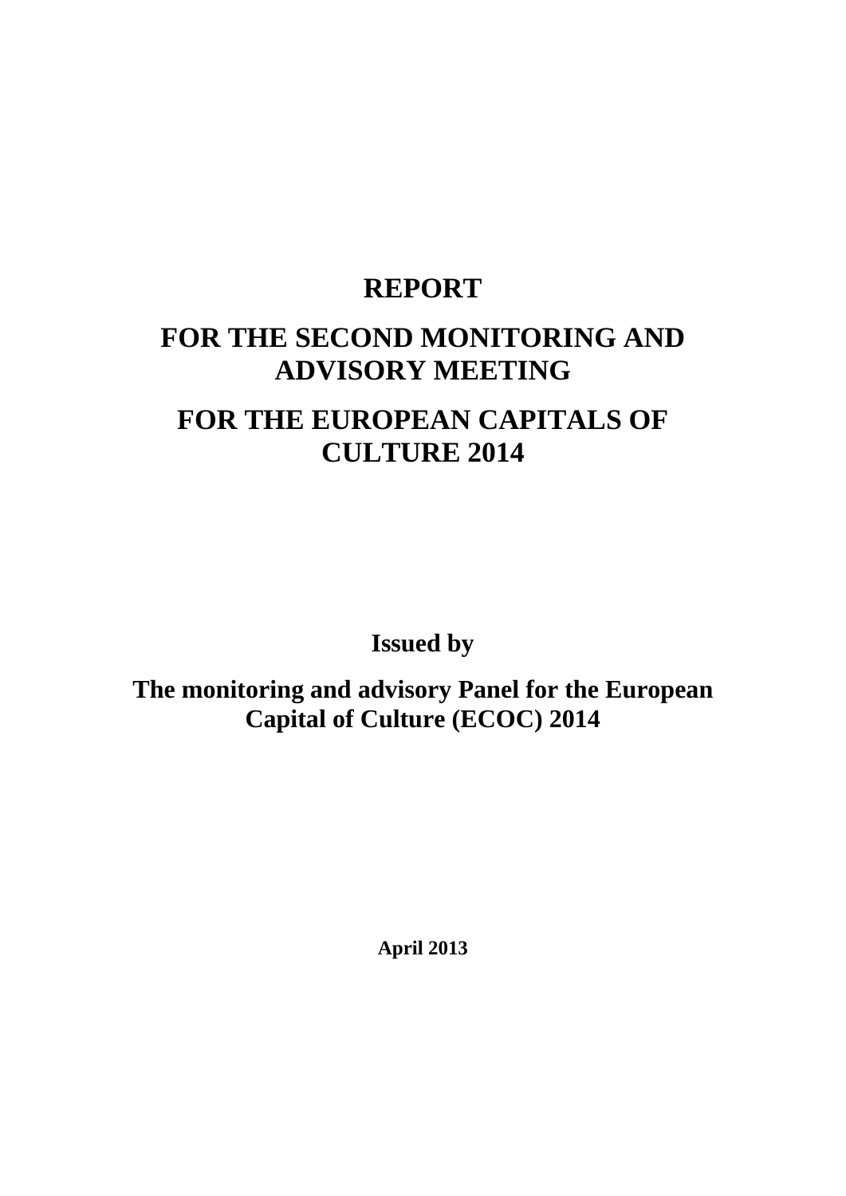# REPORT

# FOR THE SECOND MONITORING AND ADVISORY MEETING

# FOR THE EUROPEAN CAPITALS OF CULTURE 2014

**Issued by**

**The monitoring and advisory Panel for the European Capital of Culture (ECOC) 2014**

**April 2013**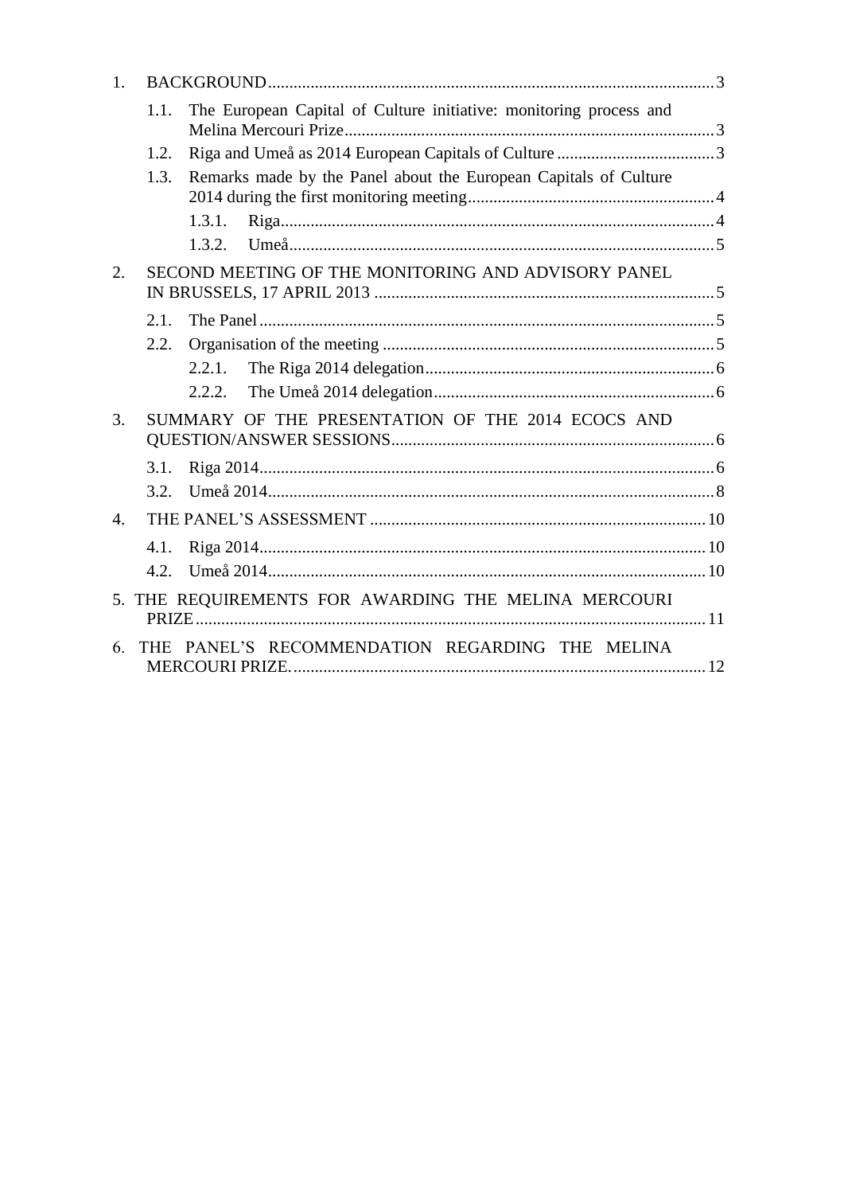1. BACKGROUND ..... 3
   - 1.1. The European Capital of Culture initiative: monitoring process and Melina Mercouri Prize ..... 3
   - 1.2. Riga and Umeå as 2014 European Capitals of Culture ..... 3
   - 1.3. Remarks made by the Panel about the European Capitals of Culture 2014 during the first monitoring meeting ..... 4
     - 1.3.1. Riga ..... 4
     - 1.3.2. Umeå ..... 5
2. SECOND MEETING OF THE MONITORING AND ADVISORY PANEL IN BRUSSELS, 17 APRIL 2013 ..... 5
   - 2.1. The Panel ..... 5
   - 2.2. Organisation of the meeting ..... 5
     - 2.2.1. The Riga 2014 delegation ..... 6
     - 2.2.2. The Umeå 2014 delegation ..... 6
3. SUMMARY OF THE PRESENTATION OF THE 2014 ECOCS AND QUESTION/ANSWER SESSIONS ..... 6
   - 3.1. Riga 2014 ..... 6
   - 3.2. Umeå 2014 ..... 8
4. THE PANEL'S ASSESSMENT ..... 10
   - 4.1. Riga 2014 ..... 10
   - 4.2. Umeå 2014 ..... 10
5. THE REQUIREMENTS FOR AWARDING THE MELINA MERCOURI PRIZE ..... 11
6. THE PANEL'S RECOMMENDATION REGARDING THE MELINA MERCOURI PRIZE. ..... 12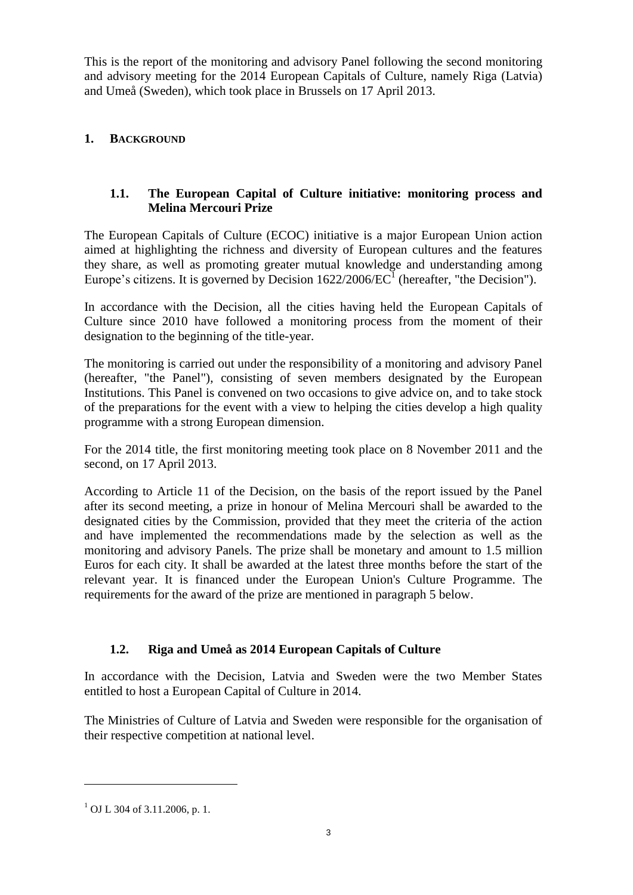This is the report of the monitoring and advisory Panel following the second monitoring and advisory meeting for the 2014 European Capitals of Culture, namely Riga (Latvia) and Umeå (Sweden), which took place in Brussels on 17 April 2013.

# 1. BACKGROUND

## 1.1. The European Capital of Culture initiative: monitoring process and Melina Mercouri Prize

The European Capitals of Culture (ECOC) initiative is a major European Union action aimed at highlighting the richness and diversity of European cultures and the features they share, as well as promoting greater mutual knowledge and understanding among Europe's citizens. It is governed by Decision 1622/2006/EC[1] (hereafter, "the Decision").

In accordance with the Decision, all the cities having held the European Capitals of Culture since 2010 have followed a monitoring process from the moment of their designation to the beginning of the title-year.

The monitoring is carried out under the responsibility of a monitoring and advisory Panel (hereafter, "the Panel"), consisting of seven members designated by the European Institutions. This Panel is convened on two occasions to give advice on, and to take stock of the preparations for the event with a view to helping the cities develop a high quality programme with a strong European dimension.

For the 2014 title, the first monitoring meeting took place on 8 November 2011 and the second, on 17 April 2013.

According to Article 11 of the Decision, on the basis of the report issued by the Panel after its second meeting, a prize in honour of Melina Mercouri shall be awarded to the designated cities by the Commission, provided that they meet the criteria of the action and have implemented the recommendations made by the selection as well as the monitoring and advisory Panels. The prize shall be monetary and amount to 1.5 million Euros for each city. It shall be awarded at the latest three months before the start of the relevant year. It is financed under the European Union's Culture Programme. The requirements for the award of the prize are mentioned in paragraph 5 below.

## 1.2. Riga and Umeå as 2014 European Capitals of Culture

In accordance with the Decision, Latvia and Sweden were the two Member States entitled to host a European Capital of Culture in 2014.

The Ministries of Culture of Latvia and Sweden were responsible for the organisation of their respective competition at national level.

[1] OJ L 304 of 3.11.2006, p. 1.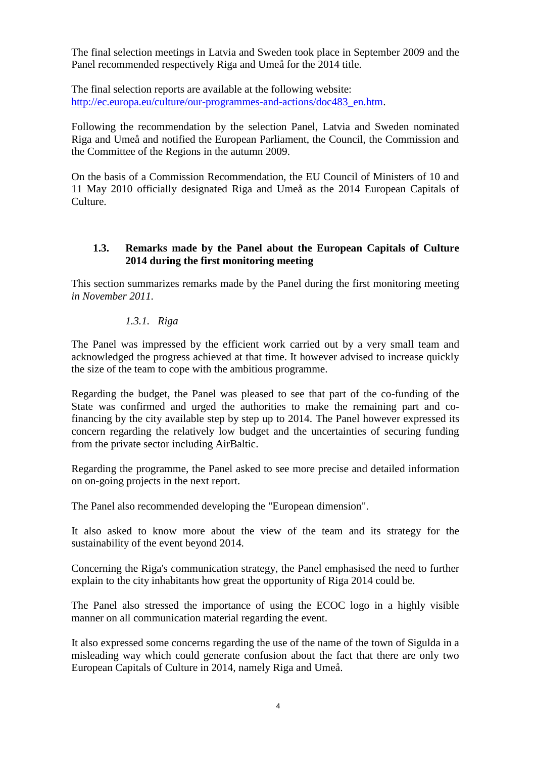The final selection meetings in Latvia and Sweden took place in September 2009 and the Panel recommended respectively Riga and Umeå for the 2014 title.

The final selection reports are available at the following website: [http://ec.europa.eu/culture/our-programmes-and-actions/doc483_en.htm](http://ec.europa.eu/culture/our-programmes-and-actions/doc483_en.htm).

Following the recommendation by the selection Panel, Latvia and Sweden nominated Riga and Umeå and notified the European Parliament, the Council, the Commission and the Committee of the Regions in the autumn 2009.

On the basis of a Commission Recommendation, the EU Council of Ministers of 10 and 11 May 2010 officially designated Riga and Umeå as the 2014 European Capitals of Culture.

### 1.3. Remarks made by the Panel about the European Capitals of Culture 2014 during the first monitoring meeting

This section summarizes remarks made by the Panel during the first monitoring meeting *in November 2011*.

#### *1.3.1. Riga*

The Panel was impressed by the efficient work carried out by a very small team and acknowledged the progress achieved at that time. It however advised to increase quickly the size of the team to cope with the ambitious programme.

Regarding the budget, the Panel was pleased to see that part of the co-funding of the State was confirmed and urged the authorities to make the remaining part and co-financing by the city available step by step up to 2014. The Panel however expressed its concern regarding the relatively low budget and the uncertainties of securing funding from the private sector including AirBaltic.

Regarding the programme, the Panel asked to see more precise and detailed information on on-going projects in the next report.

The Panel also recommended developing the "European dimension".

It also asked to know more about the view of the team and its strategy for the sustainability of the event beyond 2014.

Concerning the Riga's communication strategy, the Panel emphasised the need to further explain to the city inhabitants how great the opportunity of Riga 2014 could be.

The Panel also stressed the importance of using the ECOC logo in a highly visible manner on all communication material regarding the event.

It also expressed some concerns regarding the use of the name of the town of Sigulda in a misleading way which could generate confusion about the fact that there are only two European Capitals of Culture in 2014, namely Riga and Umeå.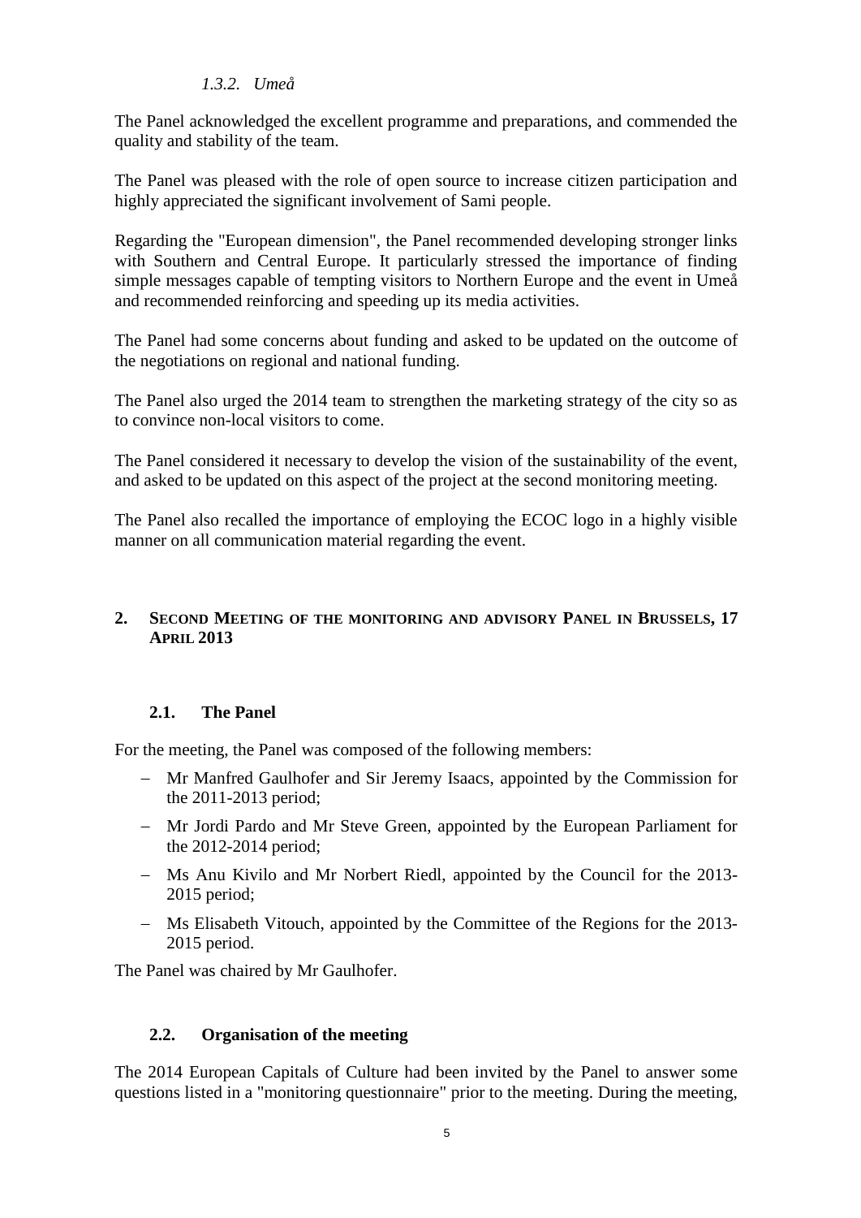#### *1.3.2. Umeå*

The Panel acknowledged the excellent programme and preparations, and commended the quality and stability of the team.

The Panel was pleased with the role of open source to increase citizen participation and highly appreciated the significant involvement of Sami people.

Regarding the "European dimension", the Panel recommended developing stronger links with Southern and Central Europe. It particularly stressed the importance of finding simple messages capable of tempting visitors to Northern Europe and the event in Umeå and recommended reinforcing and speeding up its media activities.

The Panel had some concerns about funding and asked to be updated on the outcome of the negotiations on regional and national funding.

The Panel also urged the 2014 team to strengthen the marketing strategy of the city so as to convince non-local visitors to come.

The Panel considered it necessary to develop the vision of the sustainability of the event, and asked to be updated on this aspect of the project at the second monitoring meeting.

The Panel also recalled the importance of employing the ECOC logo in a highly visible manner on all communication material regarding the event.

## 2. SECOND MEETING OF THE MONITORING AND ADVISORY PANEL IN BRUSSELS, 17 APRIL 2013

### 2.1. The Panel

For the meeting, the Panel was composed of the following members:

- Mr Manfred Gaulhofer and Sir Jeremy Isaacs, appointed by the Commission for the 2011-2013 period;
- Mr Jordi Pardo and Mr Steve Green, appointed by the European Parliament for the 2012-2014 period;
- Ms Anu Kivilo and Mr Norbert Riedl, appointed by the Council for the 2013-2015 period;
- Ms Elisabeth Vitouch, appointed by the Committee of the Regions for the 2013-2015 period.

The Panel was chaired by Mr Gaulhofer.

### 2.2. Organisation of the meeting

The 2014 European Capitals of Culture had been invited by the Panel to answer some questions listed in a "monitoring questionnaire" prior to the meeting. During the meeting,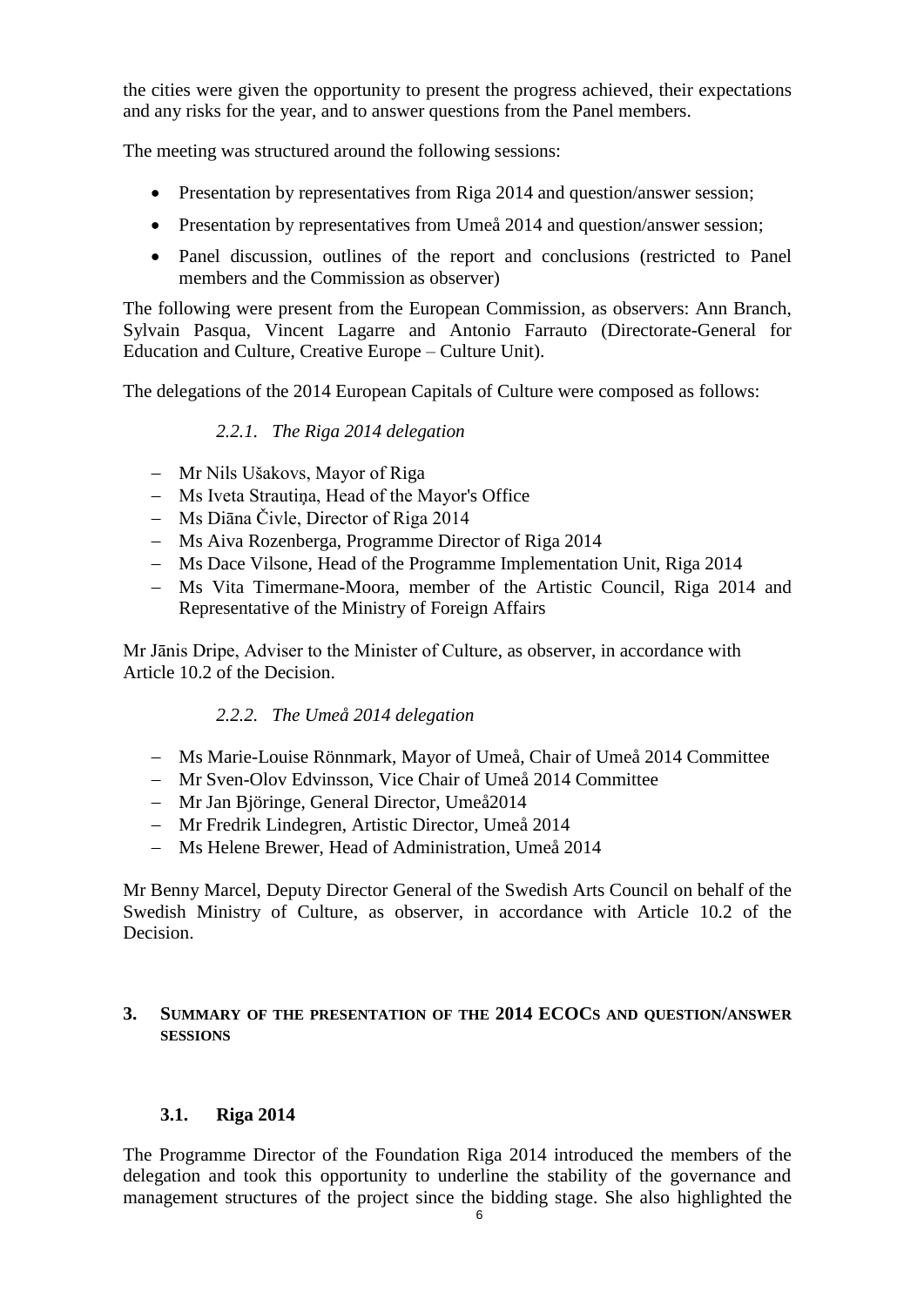the cities were given the opportunity to present the progress achieved, their expectations and any risks for the year, and to answer questions from the Panel members.

The meeting was structured around the following sessions:

- Presentation by representatives from Riga 2014 and question/answer session;
- Presentation by representatives from Umeå 2014 and question/answer session;
- Panel discussion, outlines of the report and conclusions (restricted to Panel members and the Commission as observer)

The following were present from the European Commission, as observers: Ann Branch, Sylvain Pasqua, Vincent Lagarre and Antonio Farrauto (Directorate-General for Education and Culture, Creative Europe – Culture Unit).

The delegations of the 2014 European Capitals of Culture were composed as follows:

#### *2.2.1. The Riga 2014 delegation*

- Mr Nils Ušakovs, Mayor of Riga
- Ms Iveta Strautiņa, Head of the Mayor's Office
- Ms Diāna Čivle, Director of Riga 2014
- Ms Aiva Rozenberga, Programme Director of Riga 2014
- Ms Dace Vilsone, Head of the Programme Implementation Unit, Riga 2014
- Ms Vita Timermane-Moora, member of the Artistic Council, Riga 2014 and Representative of the Ministry of Foreign Affairs

Mr Jānis Dripe, Adviser to the Minister of Culture, as observer, in accordance with Article 10.2 of the Decision.

#### *2.2.2. The Umeå 2014 delegation*

- Ms Marie-Louise Rönnmark, Mayor of Umeå, Chair of Umeå 2014 Committee
- Mr Sven-Olov Edvinsson, Vice Chair of Umeå 2014 Committee
- Mr Jan Björinge, General Director, Umeå2014
- Mr Fredrik Lindegren, Artistic Director, Umeå 2014
- Ms Helene Brewer, Head of Administration, Umeå 2014

Mr Benny Marcel, Deputy Director General of the Swedish Arts Council on behalf of the Swedish Ministry of Culture, as observer, in accordance with Article 10.2 of the Decision.

## 3. SUMMARY OF THE PRESENTATION OF THE 2014 ECOCS AND QUESTION/ANSWER SESSIONS

### 3.1. Riga 2014

The Programme Director of the Foundation Riga 2014 introduced the members of the delegation and took this opportunity to underline the stability of the governance and management structures of the project since the bidding stage. She also highlighted the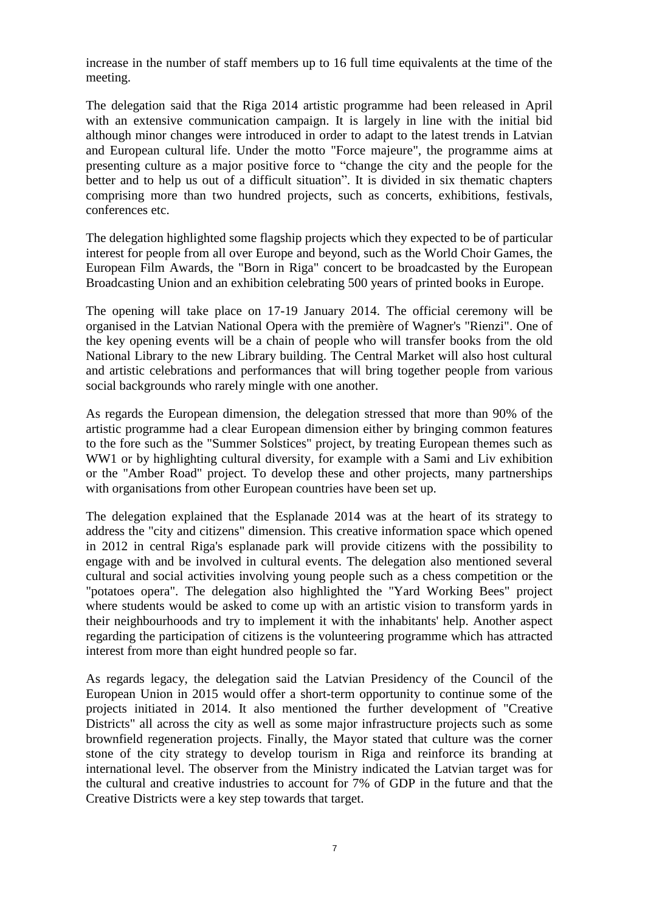increase in the number of staff members up to 16 full time equivalents at the time of the meeting.

The delegation said that the Riga 2014 artistic programme had been released in April with an extensive communication campaign. It is largely in line with the initial bid although minor changes were introduced in order to adapt to the latest trends in Latvian and European cultural life. Under the motto "Force majeure", the programme aims at presenting culture as a major positive force to "change the city and the people for the better and to help us out of a difficult situation". It is divided in six thematic chapters comprising more than two hundred projects, such as concerts, exhibitions, festivals, conferences etc.

The delegation highlighted some flagship projects which they expected to be of particular interest for people from all over Europe and beyond, such as the World Choir Games, the European Film Awards, the "Born in Riga" concert to be broadcasted by the European Broadcasting Union and an exhibition celebrating 500 years of printed books in Europe.

The opening will take place on 17-19 January 2014. The official ceremony will be organised in the Latvian National Opera with the première of Wagner's "Rienzi". One of the key opening events will be a chain of people who will transfer books from the old National Library to the new Library building. The Central Market will also host cultural and artistic celebrations and performances that will bring together people from various social backgrounds who rarely mingle with one another.

As regards the European dimension, the delegation stressed that more than 90% of the artistic programme had a clear European dimension either by bringing common features to the fore such as the "Summer Solstices" project, by treating European themes such as WW1 or by highlighting cultural diversity, for example with a Sami and Liv exhibition or the "Amber Road" project. To develop these and other projects, many partnerships with organisations from other European countries have been set up.

The delegation explained that the Esplanade 2014 was at the heart of its strategy to address the "city and citizens" dimension. This creative information space which opened in 2012 in central Riga's esplanade park will provide citizens with the possibility to engage with and be involved in cultural events. The delegation also mentioned several cultural and social activities involving young people such as a chess competition or the "potatoes opera". The delegation also highlighted the "Yard Working Bees" project where students would be asked to come up with an artistic vision to transform yards in their neighbourhoods and try to implement it with the inhabitants' help. Another aspect regarding the participation of citizens is the volunteering programme which has attracted interest from more than eight hundred people so far.

As regards legacy, the delegation said the Latvian Presidency of the Council of the European Union in 2015 would offer a short-term opportunity to continue some of the projects initiated in 2014. It also mentioned the further development of "Creative Districts" all across the city as well as some major infrastructure projects such as some brownfield regeneration projects. Finally, the Mayor stated that culture was the corner stone of the city strategy to develop tourism in Riga and reinforce its branding at international level. The observer from the Ministry indicated the Latvian target was for the cultural and creative industries to account for 7% of GDP in the future and that the Creative Districts were a key step towards that target.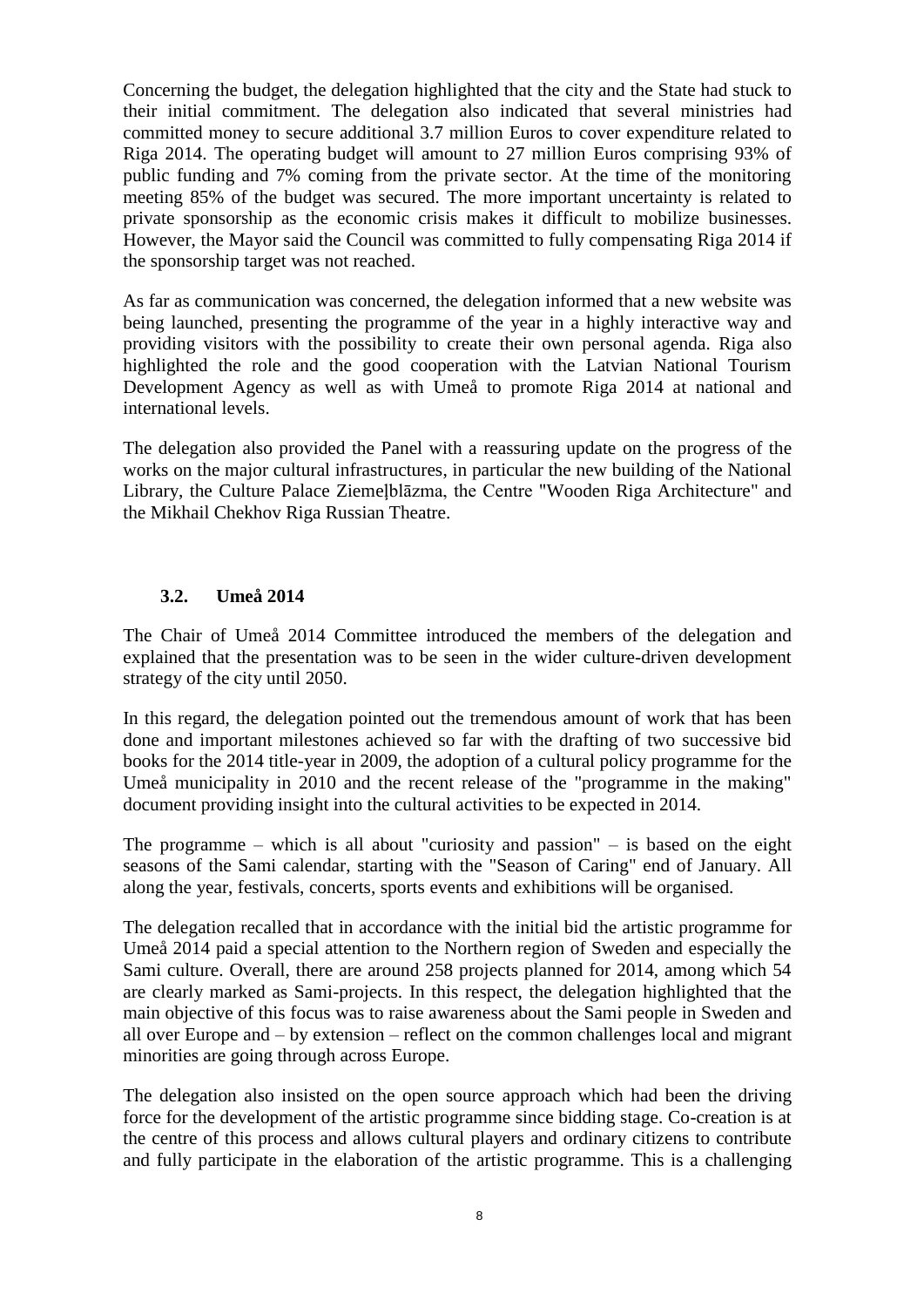Concerning the budget, the delegation highlighted that the city and the State had stuck to their initial commitment. The delegation also indicated that several ministries had committed money to secure additional 3.7 million Euros to cover expenditure related to Riga 2014. The operating budget will amount to 27 million Euros comprising 93% of public funding and 7% coming from the private sector. At the time of the monitoring meeting 85% of the budget was secured. The more important uncertainty is related to private sponsorship as the economic crisis makes it difficult to mobilize businesses. However, the Mayor said the Council was committed to fully compensating Riga 2014 if the sponsorship target was not reached.

As far as communication was concerned, the delegation informed that a new website was being launched, presenting the programme of the year in a highly interactive way and providing visitors with the possibility to create their own personal agenda. Riga also highlighted the role and the good cooperation with the Latvian National Tourism Development Agency as well as with Umeå to promote Riga 2014 at national and international levels.

The delegation also provided the Panel with a reassuring update on the progress of the works on the major cultural infrastructures, in particular the new building of the National Library, the Culture Palace Ziemeļblāzma, the Centre "Wooden Riga Architecture" and the Mikhail Chekhov Riga Russian Theatre.

### 3.2. Umeå 2014

The Chair of Umeå 2014 Committee introduced the members of the delegation and explained that the presentation was to be seen in the wider culture-driven development strategy of the city until 2050.

In this regard, the delegation pointed out the tremendous amount of work that has been done and important milestones achieved so far with the drafting of two successive bid books for the 2014 title-year in 2009, the adoption of a cultural policy programme for the Umeå municipality in 2010 and the recent release of the "programme in the making" document providing insight into the cultural activities to be expected in 2014.

The programme – which is all about "curiosity and passion" – is based on the eight seasons of the Sami calendar, starting with the "Season of Caring" end of January. All along the year, festivals, concerts, sports events and exhibitions will be organised.

The delegation recalled that in accordance with the initial bid the artistic programme for Umeå 2014 paid a special attention to the Northern region of Sweden and especially the Sami culture. Overall, there are around 258 projects planned for 2014, among which 54 are clearly marked as Sami-projects. In this respect, the delegation highlighted that the main objective of this focus was to raise awareness about the Sami people in Sweden and all over Europe and – by extension – reflect on the common challenges local and migrant minorities are going through across Europe.

The delegation also insisted on the open source approach which had been the driving force for the development of the artistic programme since bidding stage. Co-creation is at the centre of this process and allows cultural players and ordinary citizens to contribute and fully participate in the elaboration of the artistic programme. This is a challenging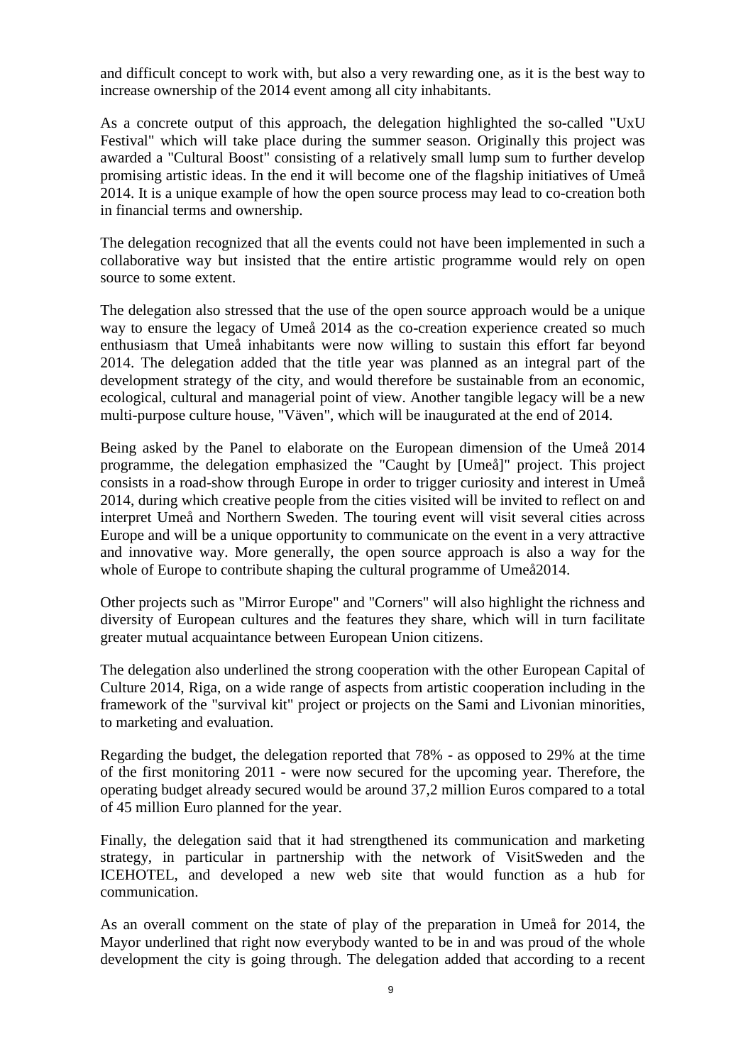and difficult concept to work with, but also a very rewarding one, as it is the best way to increase ownership of the 2014 event among all city inhabitants.

As a concrete output of this approach, the delegation highlighted the so-called "UxU Festival" which will take place during the summer season. Originally this project was awarded a "Cultural Boost" consisting of a relatively small lump sum to further develop promising artistic ideas. In the end it will become one of the flagship initiatives of Umeå 2014. It is a unique example of how the open source process may lead to co-creation both in financial terms and ownership.

The delegation recognized that all the events could not have been implemented in such a collaborative way but insisted that the entire artistic programme would rely on open source to some extent.

The delegation also stressed that the use of the open source approach would be a unique way to ensure the legacy of Umeå 2014 as the co-creation experience created so much enthusiasm that Umeå inhabitants were now willing to sustain this effort far beyond 2014. The delegation added that the title year was planned as an integral part of the development strategy of the city, and would therefore be sustainable from an economic, ecological, cultural and managerial point of view. Another tangible legacy will be a new multi-purpose culture house, "Väven", which will be inaugurated at the end of 2014.

Being asked by the Panel to elaborate on the European dimension of the Umeå 2014 programme, the delegation emphasized the "Caught by [Umeå]" project. This project consists in a road-show through Europe in order to trigger curiosity and interest in Umeå 2014, during which creative people from the cities visited will be invited to reflect on and interpret Umeå and Northern Sweden. The touring event will visit several cities across Europe and will be a unique opportunity to communicate on the event in a very attractive and innovative way. More generally, the open source approach is also a way for the whole of Europe to contribute shaping the cultural programme of Umeå2014.

Other projects such as "Mirror Europe" and "Corners" will also highlight the richness and diversity of European cultures and the features they share, which will in turn facilitate greater mutual acquaintance between European Union citizens.

The delegation also underlined the strong cooperation with the other European Capital of Culture 2014, Riga, on a wide range of aspects from artistic cooperation including in the framework of the "survival kit" project or projects on the Sami and Livonian minorities, to marketing and evaluation.

Regarding the budget, the delegation reported that 78% - as opposed to 29% at the time of the first monitoring 2011 - were now secured for the upcoming year. Therefore, the operating budget already secured would be around 37,2 million Euros compared to a total of 45 million Euro planned for the year.

Finally, the delegation said that it had strengthened its communication and marketing strategy, in particular in partnership with the network of VisitSweden and the ICEHOTEL, and developed a new web site that would function as a hub for communication.

As an overall comment on the state of play of the preparation in Umeå for 2014, the Mayor underlined that right now everybody wanted to be in and was proud of the whole development the city is going through. The delegation added that according to a recent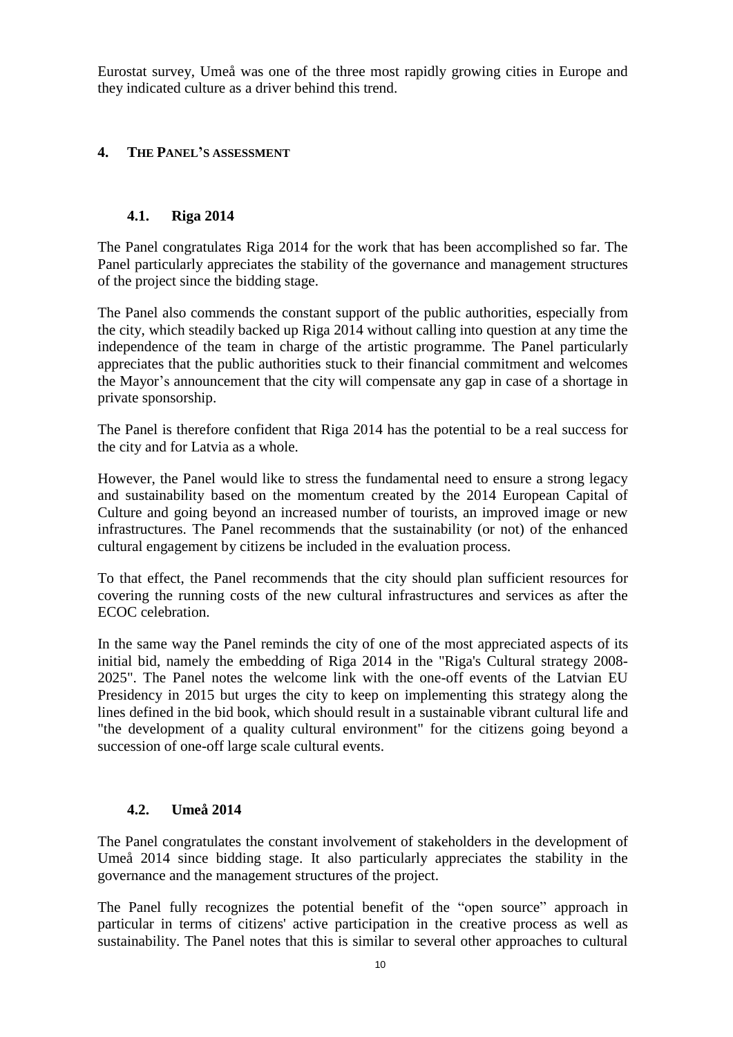Eurostat survey, Umeå was one of the three most rapidly growing cities in Europe and they indicated culture as a driver behind this trend.

## 4. THE PANEL'S ASSESSMENT

### 4.1. Riga 2014

The Panel congratulates Riga 2014 for the work that has been accomplished so far. The Panel particularly appreciates the stability of the governance and management structures of the project since the bidding stage.

The Panel also commends the constant support of the public authorities, especially from the city, which steadily backed up Riga 2014 without calling into question at any time the independence of the team in charge of the artistic programme. The Panel particularly appreciates that the public authorities stuck to their financial commitment and welcomes the Mayor's announcement that the city will compensate any gap in case of a shortage in private sponsorship.

The Panel is therefore confident that Riga 2014 has the potential to be a real success for the city and for Latvia as a whole.

However, the Panel would like to stress the fundamental need to ensure a strong legacy and sustainability based on the momentum created by the 2014 European Capital of Culture and going beyond an increased number of tourists, an improved image or new infrastructures. The Panel recommends that the sustainability (or not) of the enhanced cultural engagement by citizens be included in the evaluation process.

To that effect, the Panel recommends that the city should plan sufficient resources for covering the running costs of the new cultural infrastructures and services as after the ECOC celebration.

In the same way the Panel reminds the city of one of the most appreciated aspects of its initial bid, namely the embedding of Riga 2014 in the "Riga's Cultural strategy 2008-2025". The Panel notes the welcome link with the one-off events of the Latvian EU Presidency in 2015 but urges the city to keep on implementing this strategy along the lines defined in the bid book, which should result in a sustainable vibrant cultural life and "the development of a quality cultural environment" for the citizens going beyond a succession of one-off large scale cultural events.

### 4.2. Umeå 2014

The Panel congratulates the constant involvement of stakeholders in the development of Umeå 2014 since bidding stage. It also particularly appreciates the stability in the governance and the management structures of the project.

The Panel fully recognizes the potential benefit of the "open source" approach in particular in terms of citizens' active participation in the creative process as well as sustainability. The Panel notes that this is similar to several other approaches to cultural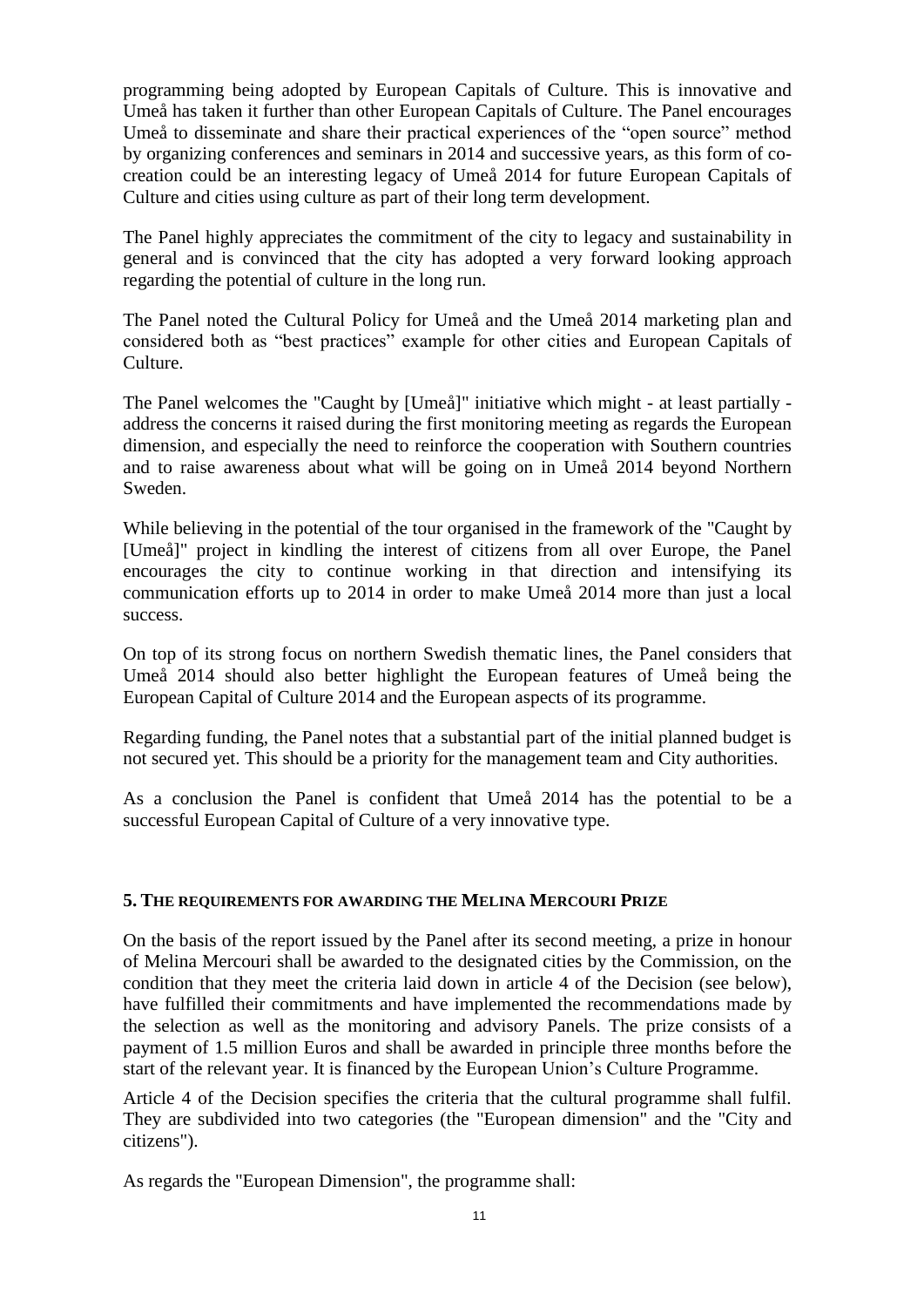programming being adopted by European Capitals of Culture. This is innovative and Umeå has taken it further than other European Capitals of Culture. The Panel encourages Umeå to disseminate and share their practical experiences of the "open source" method by organizing conferences and seminars in 2014 and successive years, as this form of co-creation could be an interesting legacy of Umeå 2014 for future European Capitals of Culture and cities using culture as part of their long term development.

The Panel highly appreciates the commitment of the city to legacy and sustainability in general and is convinced that the city has adopted a very forward looking approach regarding the potential of culture in the long run.

The Panel noted the Cultural Policy for Umeå and the Umeå 2014 marketing plan and considered both as "best practices" example for other cities and European Capitals of Culture.

The Panel welcomes the "Caught by [Umeå]" initiative which might - at least partially - address the concerns it raised during the first monitoring meeting as regards the European dimension, and especially the need to reinforce the cooperation with Southern countries and to raise awareness about what will be going on in Umeå 2014 beyond Northern Sweden.

While believing in the potential of the tour organised in the framework of the "Caught by [Umeå]" project in kindling the interest of citizens from all over Europe, the Panel encourages the city to continue working in that direction and intensifying its communication efforts up to 2014 in order to make Umeå 2014 more than just a local success.

On top of its strong focus on northern Swedish thematic lines, the Panel considers that Umeå 2014 should also better highlight the European features of Umeå being the European Capital of Culture 2014 and the European aspects of its programme.

Regarding funding, the Panel notes that a substantial part of the initial planned budget is not secured yet. This should be a priority for the management team and City authorities.

As a conclusion the Panel is confident that Umeå 2014 has the potential to be a successful European Capital of Culture of a very innovative type.

## 5. The requirements for awarding the Melina Mercouri Prize

On the basis of the report issued by the Panel after its second meeting, a prize in honour of Melina Mercouri shall be awarded to the designated cities by the Commission, on the condition that they meet the criteria laid down in article 4 of the Decision (see below), have fulfilled their commitments and have implemented the recommendations made by the selection as well as the monitoring and advisory Panels. The prize consists of a payment of 1.5 million Euros and shall be awarded in principle three months before the start of the relevant year. It is financed by the European Union's Culture Programme.

Article 4 of the Decision specifies the criteria that the cultural programme shall fulfil. They are subdivided into two categories (the "European dimension" and the "City and citizens").

As regards the "European Dimension", the programme shall: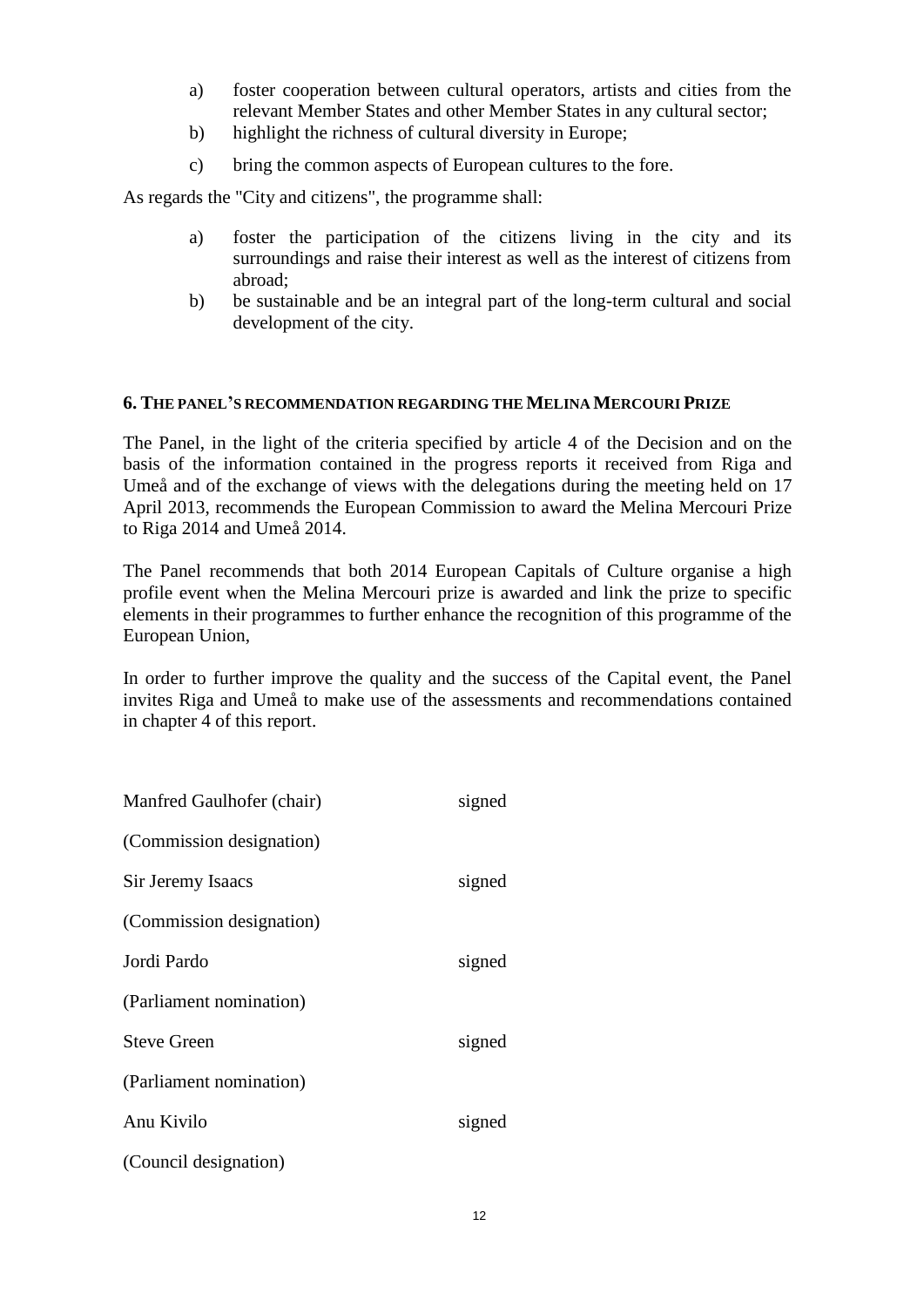a) foster cooperation between cultural operators, artists and cities from the relevant Member States and other Member States in any cultural sector;
b) highlight the richness of cultural diversity in Europe;
c) bring the common aspects of European cultures to the fore.

As regards the "City and citizens", the programme shall:

a) foster the participation of the citizens living in the city and its surroundings and raise their interest as well as the interest of citizens from abroad;
b) be sustainable and be an integral part of the long-term cultural and social development of the city.

## 6. The Panel's recommendation regarding the Melina Mercouri Prize

The Panel, in the light of the criteria specified by article 4 of the Decision and on the basis of the information contained in the progress reports it received from Riga and Umeå and of the exchange of views with the delegations during the meeting held on 17 April 2013, recommends the European Commission to award the Melina Mercouri Prize to Riga 2014 and Umeå 2014.

The Panel recommends that both 2014 European Capitals of Culture organise a high profile event when the Melina Mercouri prize is awarded and link the prize to specific elements in their programmes to further enhance the recognition of this programme of the European Union,

In order to further improve the quality and the success of the Capital event, the Panel invites Riga and Umeå to make use of the assessments and recommendations contained in chapter 4 of this report.

Manfred Gaulhofer (chair) signed

(Commission designation)

Sir Jeremy Isaacs signed

(Commission designation)

Jordi Pardo signed

(Parliament nomination)

Steve Green signed

(Parliament nomination)

Anu Kivilo signed

(Council designation)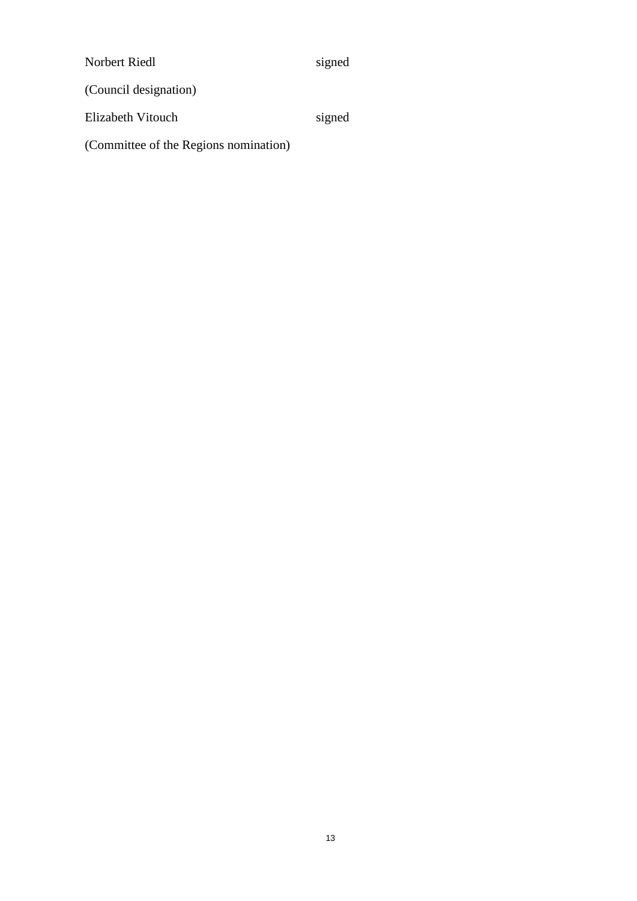| | |
|---|---|
| Norbert Riedl | signed |
| (Council designation) | |
| Elizabeth Vitouch | signed |
| (Committee of the Regions nomination) | |